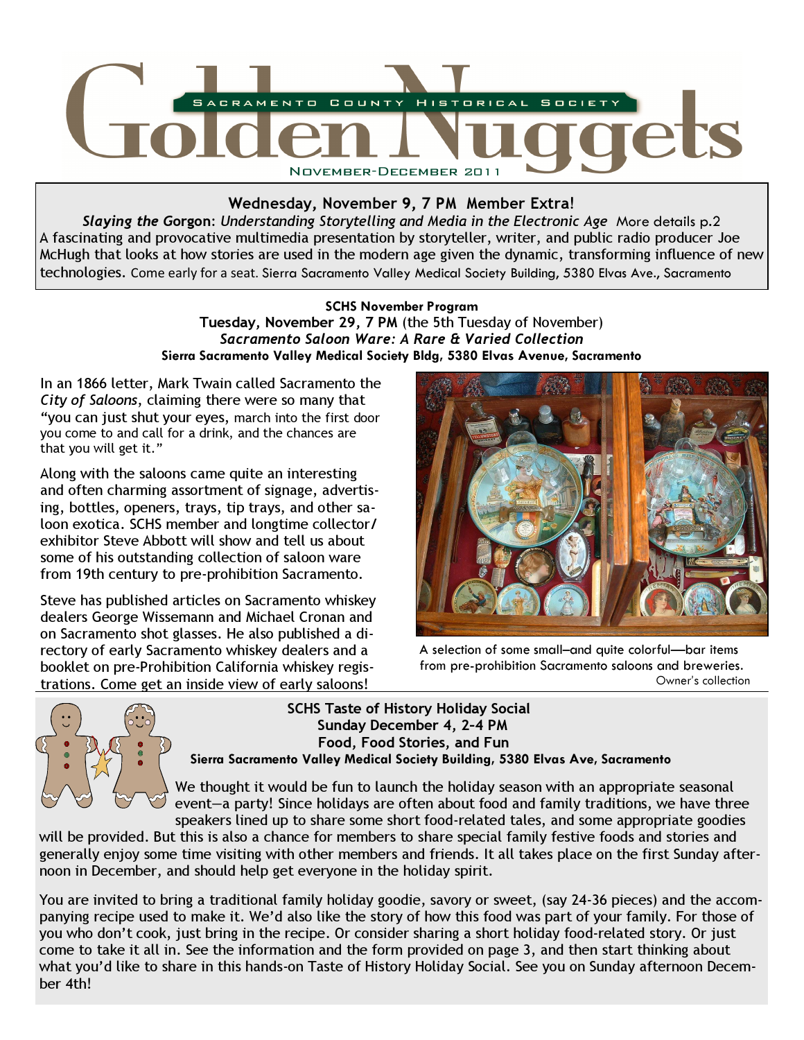# Golden Nuggets

Sacramento County Historical Society

November-December 2011

**Wednesday, November 9, 7 PM Member Extra!**

***Slaying the Gorgon**: Understanding Storytelling and Media in the Electronic Age* More details p.2

A fascinating and provocative multimedia presentation by storyteller, writer, and public radio producer Joe McHugh that looks at how stories are used in the modern age given the dynamic, transforming influence of new technologies. Come early for a seat. Sierra Sacramento Valley Medical Society Building, 5380 Elvas Ave., Sacramento

**SCHS November Program**

**Tuesday, November 29, 7 PM** (the 5th Tuesday of November)

***Sacramento Saloon Ware: A Rare & Varied Collection***

**Sierra Sacramento Valley Medical Society Bldg, 5380 Elvas Avenue, Sacramento**

In an 1866 letter, Mark Twain called Sacramento the *City of Saloons*, claiming there were so many that "you can just shut your eyes, march into the first door you come to and call for a drink, and the chances are that you will get it."

Along with the saloons came quite an interesting and often charming assortment of signage, advertising, bottles, openers, trays, tip trays, and other saloon exotica. SCHS member and longtime collector/exhibitor Steve Abbott will show and tell us about some of his outstanding collection of saloon ware from 19th century to pre-prohibition Sacramento.

Steve has published articles on Sacramento whiskey dealers George Wissemann and Michael Cronan and on Sacramento shot glasses. He also published a directory of early Sacramento whiskey dealers and a booklet on pre-Prohibition California whiskey registrations. Come get an inside view of early saloons!

A selection of some small—and quite colorful—bar items from pre-prohibition Sacramento saloons and breweries.

Owner's collection

**SCHS Taste of History Holiday Social**

**Sunday December 4, 2-4 PM**

**Food, Food Stories, and Fun**

**Sierra Sacramento Valley Medical Society Building, 5380 Elvas Ave, Sacramento**

We thought it would be fun to launch the holiday season with an appropriate seasonal event—a party! Since holidays are often about food and family traditions, we have three speakers lined up to share some short food-related tales, and some appropriate goodies will be provided. But this is also a chance for members to share special family festive foods and stories and generally enjoy some time visiting with other members and friends. It all takes place on the first Sunday afternoon in December, and should help get everyone in the holiday spirit.

You are invited to bring a traditional family holiday goodie, savory or sweet, (say 24-36 pieces) and the accompanying recipe used to make it. We'd also like the story of how this food was part of your family. For those of you who don't cook, just bring in the recipe. Or consider sharing a short holiday food-related story. Or just come to take it all in. See the information and the form provided on page 3, and then start thinking about what you'd like to share in this hands-on Taste of History Holiday Social. See you on Sunday afternoon December 4th!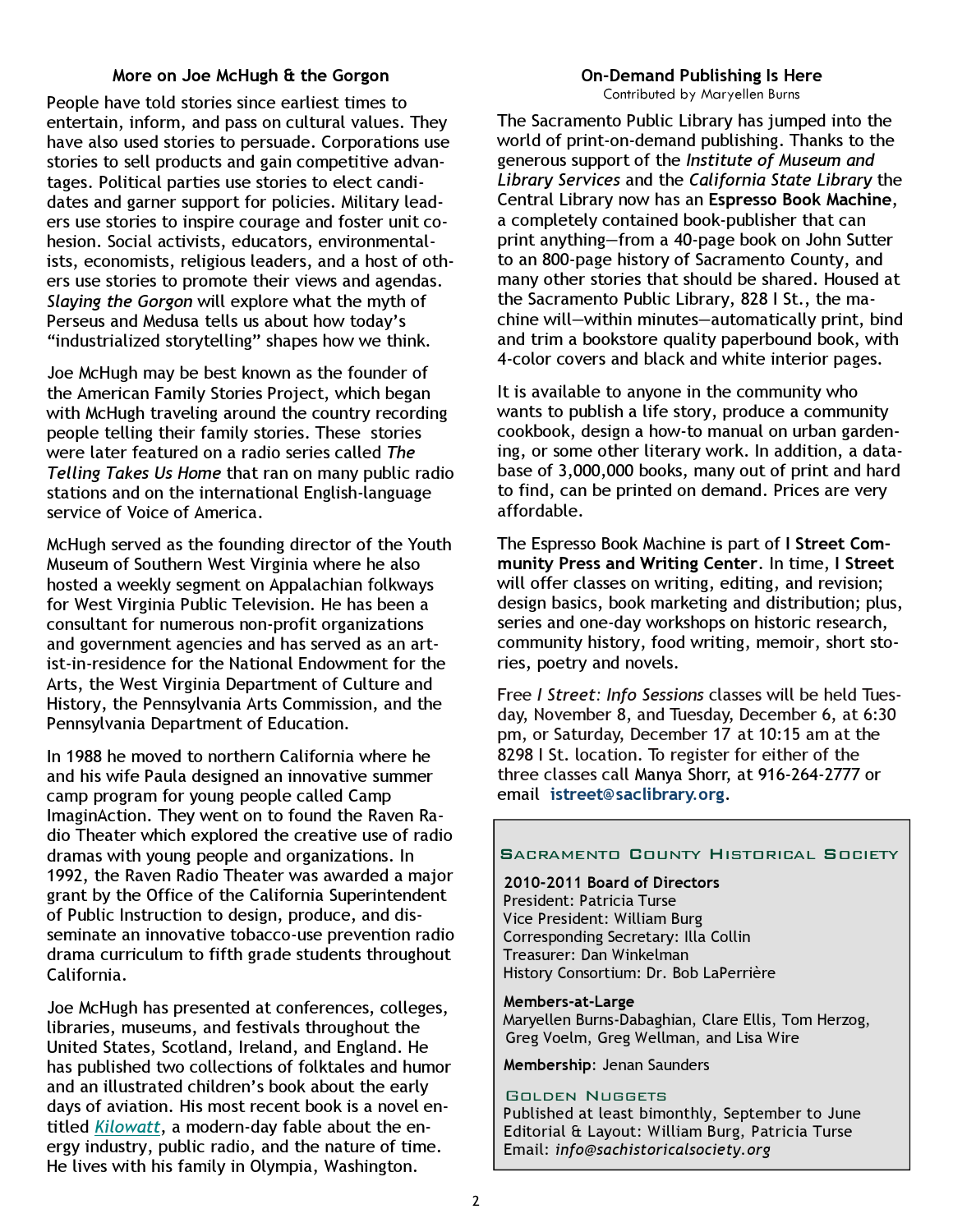### More on Joe McHugh & the Gorgon

People have told stories since earliest times to entertain, inform, and pass on cultural values. They have also used stories to persuade. Corporations use stories to sell products and gain competitive advantages. Political parties use stories to elect candidates and garner support for policies. Military leaders use stories to inspire courage and foster unit cohesion. Social activists, educators, environmentalists, economists, religious leaders, and a host of others use stories to promote their views and agendas. *Slaying the Gorgon* will explore what the myth of Perseus and Medusa tells us about how today's "industrialized storytelling" shapes how we think.

Joe McHugh may be best known as the founder of the American Family Stories Project, which began with McHugh traveling around the country recording people telling their family stories. These stories were later featured on a radio series called *The Telling Takes Us Home* that ran on many public radio stations and on the international English-language service of Voice of America.

McHugh served as the founding director of the Youth Museum of Southern West Virginia where he also hosted a weekly segment on Appalachian folkways for West Virginia Public Television. He has been a consultant for numerous non-profit organizations and government agencies and has served as an artist-in-residence for the National Endowment for the Arts, the West Virginia Department of Culture and History, the Pennsylvania Arts Commission, and the Pennsylvania Department of Education.

In 1988 he moved to northern California where he and his wife Paula designed an innovative summer camp program for young people called Camp ImaginAction. They went on to found the Raven Radio Theater which explored the creative use of radio dramas with young people and organizations. In 1992, the Raven Radio Theater was awarded a major grant by the Office of the California Superintendent of Public Instruction to design, produce, and disseminate an innovative tobacco-use prevention radio drama curriculum to fifth grade students throughout California.

Joe McHugh has presented at conferences, colleges, libraries, museums, and festivals throughout the United States, Scotland, Ireland, and England. He has published two collections of folktales and humor and an illustrated children's book about the early days of aviation. His most recent book is a novel entitled *Kilowatt*, a modern-day fable about the energy industry, public radio, and the nature of time. He lives with his family in Olympia, Washington.

### On-Demand Publishing Is Here

Contributed by Maryellen Burns

The Sacramento Public Library has jumped into the world of print-on-demand publishing. Thanks to the generous support of the *Institute of Museum and Library Services* and the *California State Library* the Central Library now has an **Espresso Book Machine**, a completely contained book-publisher that can print anything—from a 40-page book on John Sutter to an 800-page history of Sacramento County, and many other stories that should be shared. Housed at the Sacramento Public Library, 828 I St., the machine will—within minutes—automatically print, bind and trim a bookstore quality paperbound book, with 4-color covers and black and white interior pages.

It is available to anyone in the community who wants to publish a life story, produce a community cookbook, design a how-to manual on urban gardening, or some other literary work. In addition, a database of 3,000,000 books, many out of print and hard to find, can be printed on demand. Prices are very affordable.

The Espresso Book Machine is part of **I Street Community Press and Writing Center**. In time, **I Street** will offer classes on writing, editing, and revision; design basics, book marketing and distribution; plus, series and one-day workshops on historic research, community history, food writing, memoir, short stories, poetry and novels.

Free *I Street: Info Sessions* classes will be held Tuesday, November 8, and Tuesday, December 6, at 6:30 pm, or Saturday, December 17 at 10:15 am at the 8298 I St. location. To register for either of the three classes call Manya Shorr, at 916-264-2777 or email **istreet@saclibrary.org**.

---

**Sacramento County Historical Society**

**2010-2011 Board of Directors**
President: Patricia Turse
Vice President: William Burg
Corresponding Secretary: Illa Collin
Treasurer: Dan Winkelman
History Consortium: Dr. Bob LaPerrière

**Members-at-Large**
Maryellen Burns-Dabaghian, Clare Ellis, Tom Herzog, Greg Voelm, Greg Wellman, and Lisa Wire

**Membership**: Jenan Saunders

**Golden Nuggets**
Published at least bimonthly, September to June
Editorial & Layout: William Burg, Patricia Turse
Email: *info@sachistoricalsociety.org*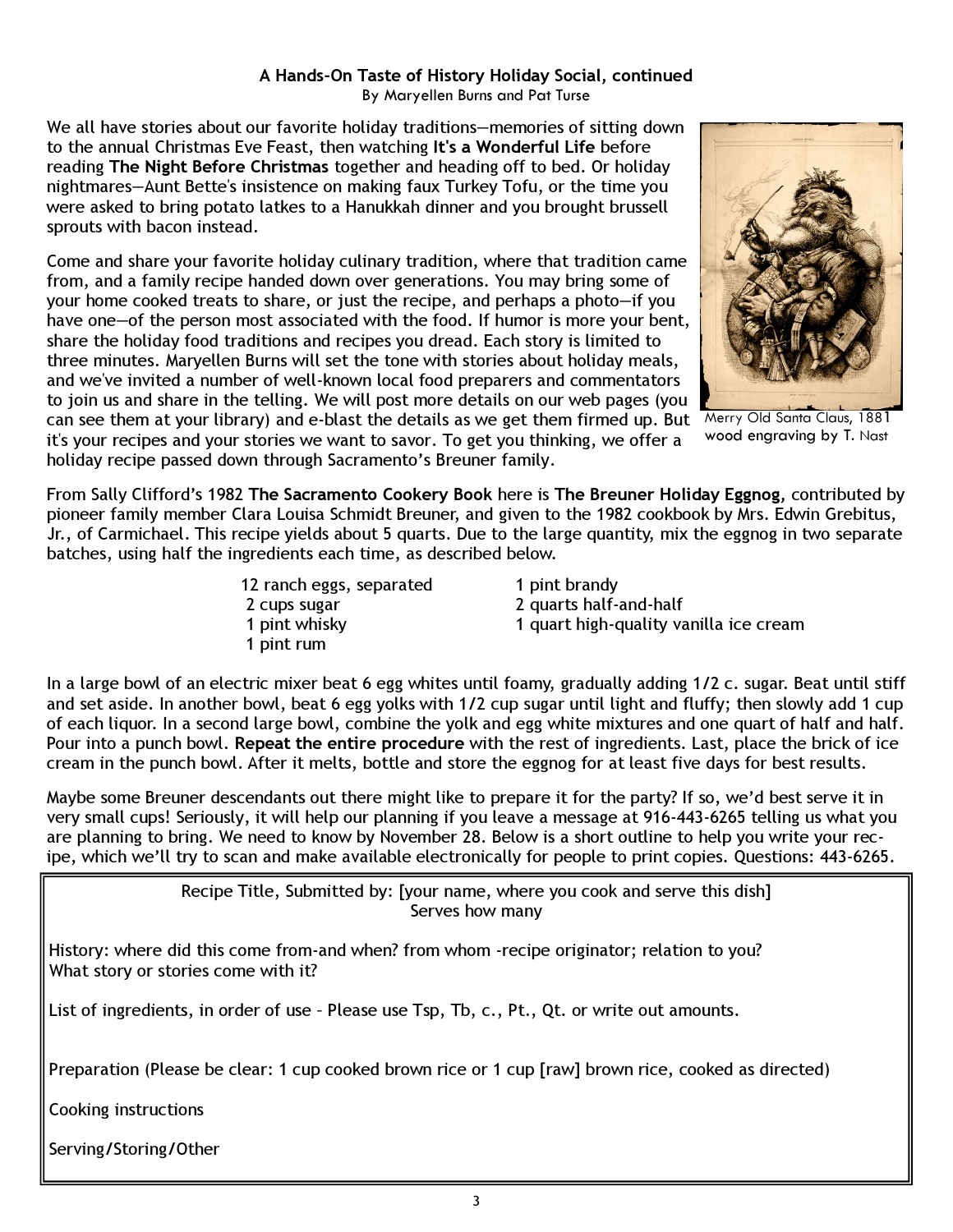### A Hands-On Taste of History Holiday Social, continued

By Maryellen Burns and Pat Turse

We all have stories about our favorite holiday traditions—memories of sitting down to the annual Christmas Eve Feast, then watching **It's a Wonderful Life** before reading **The Night Before Christmas** together and heading off to bed. Or holiday nightmares—Aunt Bette's insistence on making faux Turkey Tofu, or the time you were asked to bring potato latkes to a Hanukkah dinner and you brought brussell sprouts with bacon instead.

Come and share your favorite holiday culinary tradition, where that tradition came from, and a family recipe handed down over generations. You may bring some of your home cooked treats to share, or just the recipe, and perhaps a photo—if you have one—of the person most associated with the food. If humor is more your bent, share the holiday food traditions and recipes you dread. Each story is limited to three minutes. Maryellen Burns will set the tone with stories about holiday meals, and we've invited a number of well-known local food preparers and commentators to join us and share in the telling. We will post more details on our web pages (you can see them at your library) and e-blast the details as we get them firmed up. But it's your recipes and your stories we want to savor. To get you thinking, we offer a holiday recipe passed down through Sacramento's Breuner family.

Merry Old Santa Claus, 1881 wood engraving by T. Nast

From Sally Clifford's 1982 **The Sacramento Cookery Book** here is **The Breuner Holiday Eggnog**, contributed by pioneer family member Clara Louisa Schmidt Breuner, and given to the 1982 cookbook by Mrs. Edwin Grebitus, Jr., of Carmichael. This recipe yields about 5 quarts. Due to the large quantity, mix the eggnog in two separate batches, using half the ingredients each time, as described below.

- 12 ranch eggs, separated
- 2 cups sugar
- 1 pint whisky
- 1 pint rum
- 1 pint brandy
- 2 quarts half-and-half
- 1 quart high-quality vanilla ice cream

In a large bowl of an electric mixer beat 6 egg whites until foamy, gradually adding 1/2 c. sugar. Beat until stiff and set aside. In another bowl, beat 6 egg yolks with 1/2 cup sugar until light and fluffy; then slowly add 1 cup of each liquor. In a second large bowl, combine the yolk and egg white mixtures and one quart of half and half. Pour into a punch bowl. **Repeat the entire procedure** with the rest of ingredients. Last, place the brick of ice cream in the punch bowl. After it melts, bottle and store the eggnog for at least five days for best results.

Maybe some Breuner descendants out there might like to prepare it for the party? If so, we'd best serve it in very small cups! Seriously, it will help our planning if you leave a message at 916-443-6265 telling us what you are planning to bring. We need to know by November 28. Below is a short outline to help you write your recipe, which we'll try to scan and make available electronically for people to print copies. Questions: 443-6265.

---

Recipe Title, Submitted by: [your name, where you cook and serve this dish]
Serves how many

History: where did this come from-and when? from whom -recipe originator; relation to you?
What story or stories come with it?

List of ingredients, in order of use – Please use Tsp, Tb, c., Pt., Qt. or write out amounts.

Preparation (Please be clear: 1 cup cooked brown rice or 1 cup [raw] brown rice, cooked as directed)

Cooking instructions

Serving/Storing/Other

---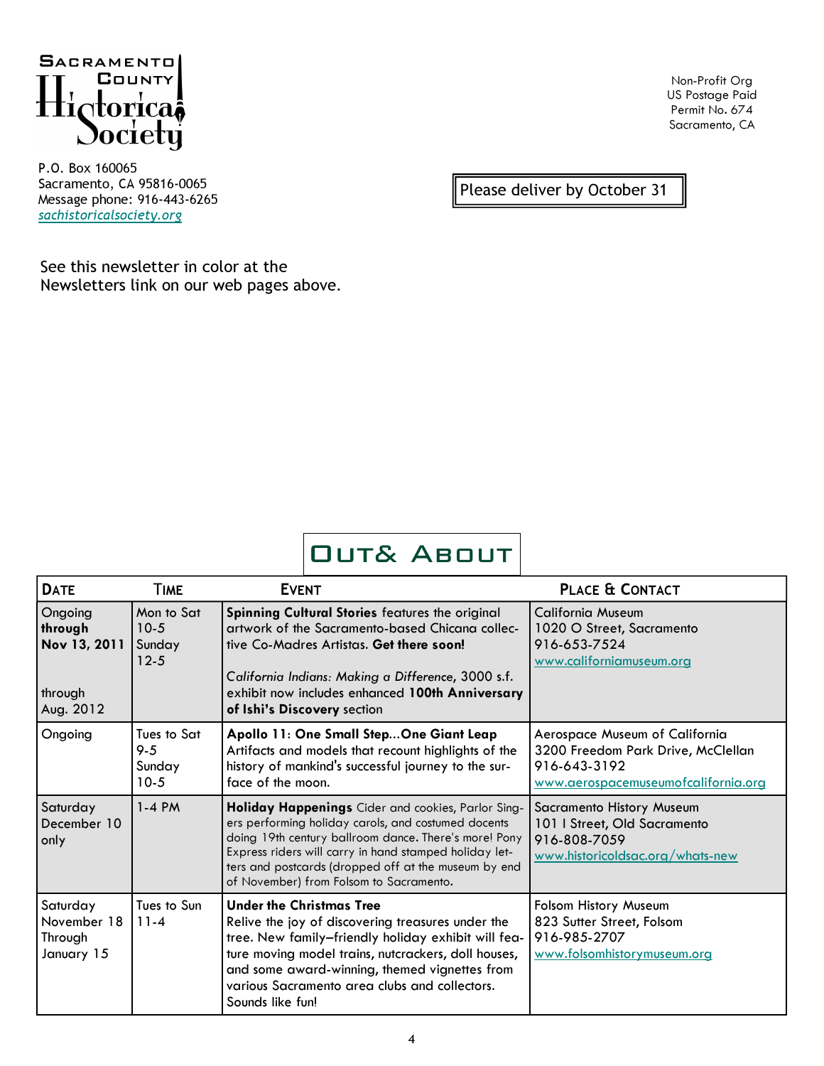Sacramento County Historical Society

P.O. Box 160065
Sacramento, CA 95816-0065
Message phone: 916-443-6265
sachistoricalsociety.org

Non-Profit Org
US Postage Paid
Permit No. 674
Sacramento, CA

Please deliver by October 31

See this newsletter in color at the Newsletters link on our web pages above.

## Out& About

| Date | Time | Event | Place & Contact |
|---|---|---|---|
| Ongoing **through Nov 13, 2011**<br><br>through Aug. 2012 | Mon to Sat 10-5 Sunday 12-5 | **Spinning Cultural Stories** features the original artwork of the Sacramento-based Chicana collective Co-Madres Artistas. **Get there soon!**<br><br>*California Indians: Making a Difference*, 3000 s.f. exhibit now includes enhanced **100th Anniversary of Ishi's Discovery** section | California Museum<br>1020 O Street, Sacramento<br>916-653-7524<br>www.californiamuseum.org |
| Ongoing | Tues to Sat 9-5 Sunday 10-5 | **Apollo 11: One Small Step...One Giant Leap** Artifacts and models that recount highlights of the history of mankind's successful journey to the surface of the moon. | Aerospace Museum of California<br>3200 Freedom Park Drive, McClellan<br>916-643-3192<br>www.aerospacemuseumofcalifornia.org |
| Saturday December 10 only | 1-4 PM | **Holiday Happenings** Cider and cookies, Parlor Singers performing holiday carols, and costumed docents doing 19th century ballroom dance. There's more! Pony Express riders will carry in hand stamped holiday letters and postcards (dropped off at the museum by end of November) from Folsom to Sacramento. | Sacramento History Museum<br>101 I Street, Old Sacramento<br>916-808-7059<br>www.historicoldsac.org/whats-new |
| Saturday November 18 Through January 15 | Tues to Sun 11-4 | **Under the Christmas Tree**<br>Relive the joy of discovering treasures under the tree. New family–friendly holiday exhibit will feature moving model trains, nutcrackers, doll houses, and some award-winning, themed vignettes from various Sacramento area clubs and collectors. Sounds like fun! | Folsom History Museum<br>823 Sutter Street, Folsom<br>916-985-2707<br>www.folsomhistorymuseum.org |